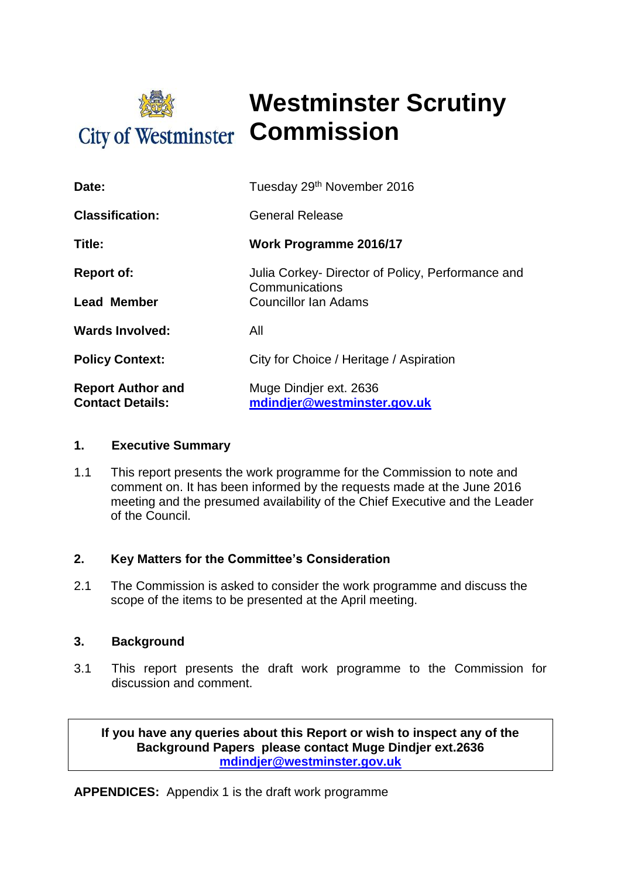City of Westminster

# Westminster Scrutiny Commission

| | |
|---|---|
| **Date:** | Tuesday 29th November 2016 |
| **Classification:** | General Release |
| **Title:** | **Work Programme 2016/17** |
| **Report of:** | Julia Corkey- Director of Policy, Performance and Communications |
| **Lead Member** | Councillor Ian Adams |
| **Wards Involved:** | All |
| **Policy Context:** | City for Choice / Heritage / Aspiration |
| **Report Author and Contact Details:** | Muge Dindjer ext. 2636 **mdindjer@westminster.gov.uk** |

## 1. Executive Summary

1.1 This report presents the work programme for the Commission to note and comment on. It has been informed by the requests made at the June 2016 meeting and the presumed availability of the Chief Executive and the Leader of the Council.

## 2. Key Matters for the Committee's Consideration

2.1 The Commission is asked to consider the work programme and discuss the scope of the items to be presented at the April meeting.

## 3. Background

3.1 This report presents the draft work programme to the Commission for discussion and comment.

**If you have any queries about this Report or wish to inspect any of the Background Papers please contact Muge Dindjer ext.2636 mdindjer@westminster.gov.uk**

**APPENDICES:** Appendix 1 is the draft work programme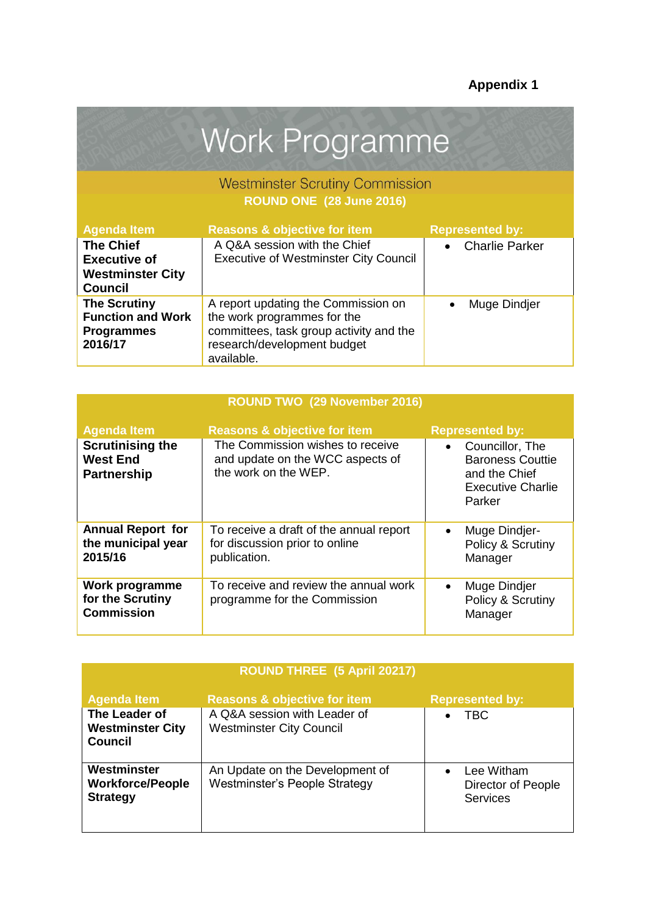**Appendix 1**

# Work Programme

## Westminster Scrutiny Commission

### ROUND ONE (28 June 2016)

| Agenda Item | Reasons & objective for item | Represented by: |
|---|---|---|
| **The Chief Executive of Westminster City Council** | A Q&A session with the Chief Executive of Westminster City Council | • Charlie Parker |
| **The Scrutiny Function and Work Programmes 2016/17** | A report updating the Commission on the work programmes for the committees, task group activity and the research/development budget available. | • Muge Dindjer |

### ROUND TWO (29 November 2016)

| Agenda Item | Reasons & objective for item | Represented by: |
|---|---|---|
| **Scrutinising the West End Partnership** | The Commission wishes to receive and update on the WCC aspects of the work on the WEP. | • Councillor, The Baroness Couttie and the Chief Executive Charlie Parker |
| **Annual Report for the municipal year 2015/16** | To receive a draft of the annual report for discussion prior to online publication. | • Muge Dindjer- Policy & Scrutiny Manager |
| **Work programme for the Scrutiny Commission** | To receive and review the annual work programme for the Commission | • Muge Dindjer Policy & Scrutiny Manager |

### ROUND THREE (5 April 20217)

| Agenda Item | Reasons & objective for item | Represented by: |
|---|---|---|
| **The Leader of Westminster City Council** | A Q&A session with Leader of Westminster City Council | • TBC |
| **Westminster Workforce/People Strategy** | An Update on the Development of Westminster's People Strategy | • Lee Witham Director of People Services |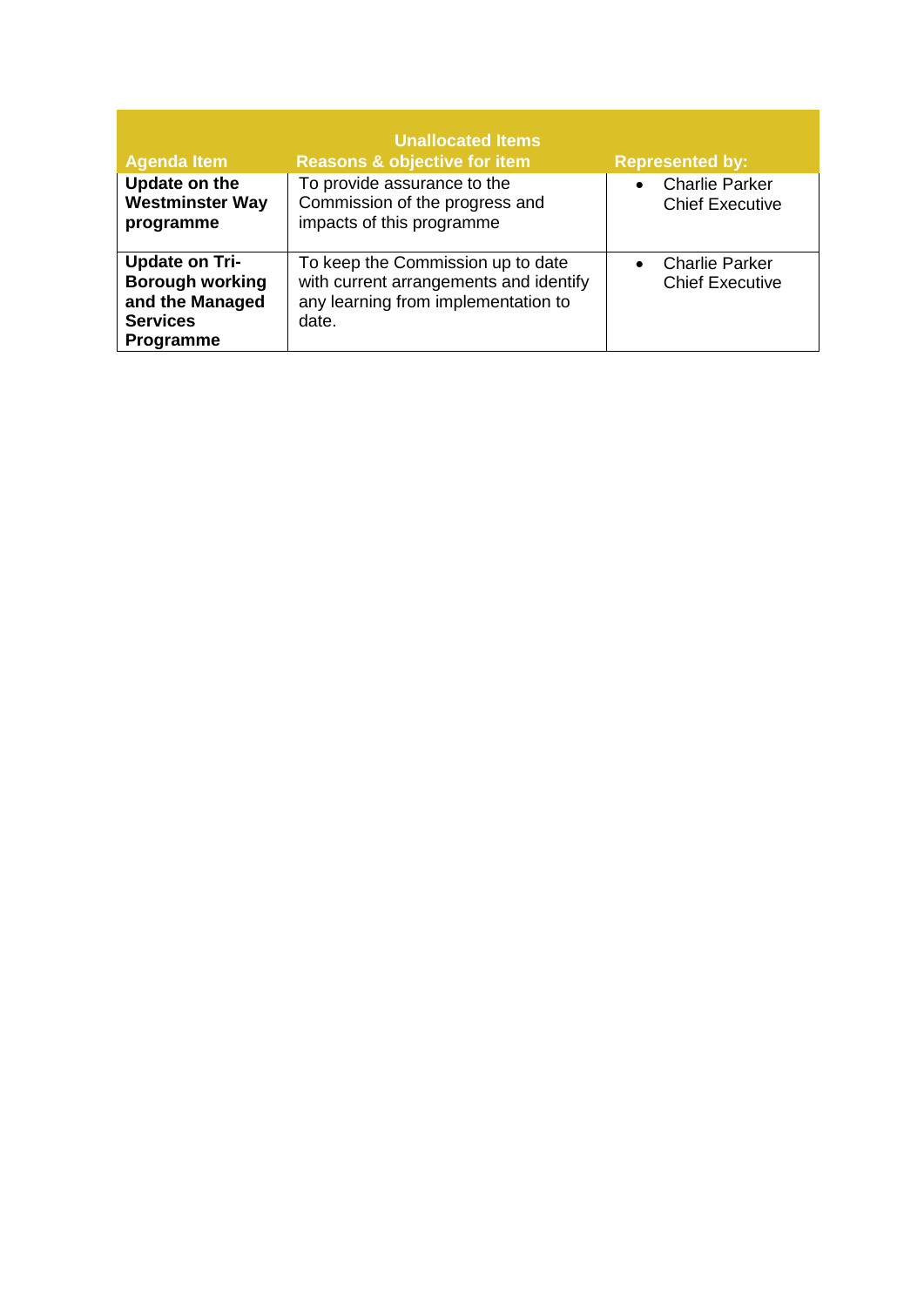| Agenda Item | Unallocated Items<br>Reasons & objective for item | Represented by: |
|---|---|---|
| **Update on the Westminster Way programme** | To provide assurance to the Commission of the progress and impacts of this programme | • Charlie Parker Chief Executive |
| **Update on Tri-Borough working and the Managed Services Programme** | To keep the Commission up to date with current arrangements and identify any learning from implementation to date. | • Charlie Parker Chief Executive |